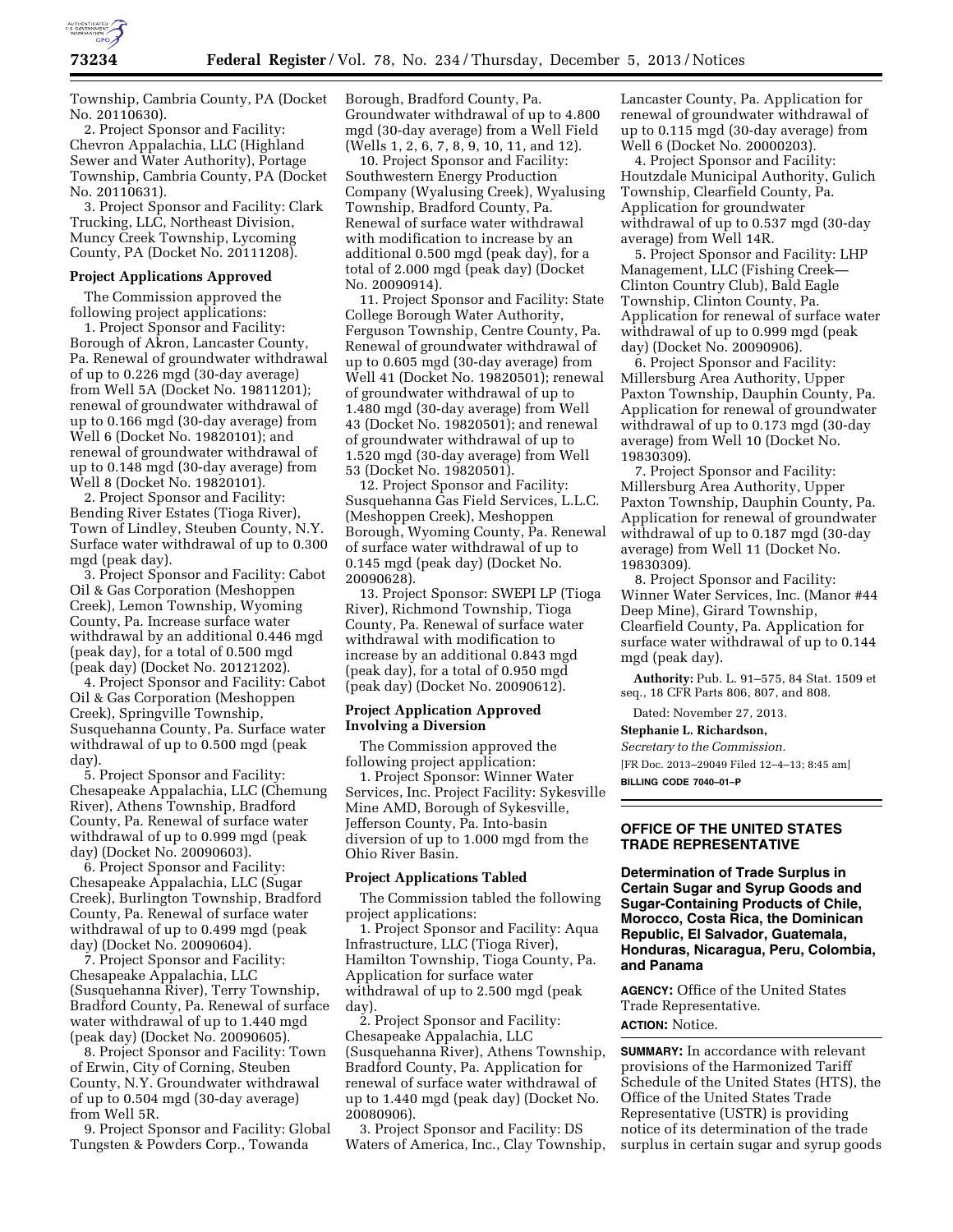Township, Cambria County, PA (Docket No. 20110630).

2. Project Sponsor and Facility: Chevron Appalachia, LLC (Highland Sewer and Water Authority), Portage Township, Cambria County, PA (Docket No. 20110631).

3. Project Sponsor and Facility: Clark Trucking, LLC, Northeast Division, Muncy Creek Township, Lycoming County, PA (Docket No. 20111208).

**Project Applications Approved**

The Commission approved the following project applications:

1. Project Sponsor and Facility: Borough of Akron, Lancaster County, Pa. Renewal of groundwater withdrawal of up to 0.226 mgd (30-day average) from Well 5A (Docket No. 19811201); renewal of groundwater withdrawal of up to 0.166 mgd (30-day average) from Well 6 (Docket No. 19820101); and renewal of groundwater withdrawal of up to 0.148 mgd (30-day average) from Well 8 (Docket No. 19820101).

2. Project Sponsor and Facility: Bending River Estates (Tioga River), Town of Lindley, Steuben County, N.Y. Surface water withdrawal of up to 0.300 mgd (peak day).

3. Project Sponsor and Facility: Cabot Oil & Gas Corporation (Meshoppen Creek), Lemon Township, Wyoming County, Pa. Increase surface water withdrawal by an additional 0.446 mgd (peak day), for a total of 0.500 mgd (peak day) (Docket No. 20121202).

4. Project Sponsor and Facility: Cabot Oil & Gas Corporation (Meshoppen Creek), Springville Township, Susquehanna County, Pa. Surface water withdrawal of up to 0.500 mgd (peak day).

5. Project Sponsor and Facility: Chesapeake Appalachia, LLC (Chemung River), Athens Township, Bradford County, Pa. Renewal of surface water withdrawal of up to 0.999 mgd (peak day) (Docket No. 20090603).

6. Project Sponsor and Facility: Chesapeake Appalachia, LLC (Sugar Creek), Burlington Township, Bradford County, Pa. Renewal of surface water withdrawal of up to 0.499 mgd (peak day) (Docket No. 20090604).

7. Project Sponsor and Facility: Chesapeake Appalachia, LLC (Susquehanna River), Terry Township, Bradford County, Pa. Renewal of surface water withdrawal of up to 1.440 mgd (peak day) (Docket No. 20090605).

8. Project Sponsor and Facility: Town of Erwin, City of Corning, Steuben County, N.Y. Groundwater withdrawal of up to 0.504 mgd (30-day average) from Well 5R.

9. Project Sponsor and Facility: Global Tungsten & Powders Corp., Towanda Borough, Bradford County, Pa. Groundwater withdrawal of up to 4.800 mgd (30-day average) from a Well Field (Wells 1, 2, 6, 7, 8, 9, 10, 11, and 12).

10. Project Sponsor and Facility: Southwestern Energy Production Company (Wyalusing Creek), Wyalusing Township, Bradford County, Pa. Renewal of surface water withdrawal with modification to increase by an additional 0.500 mgd (peak day), for a total of 2.000 mgd (peak day) (Docket No. 20090914).

11. Project Sponsor and Facility: State College Borough Water Authority, Ferguson Township, Centre County, Pa. Renewal of groundwater withdrawal of up to 0.605 mgd (30-day average) from Well 41 (Docket No. 19820501); renewal of groundwater withdrawal of up to 1.480 mgd (30-day average) from Well 43 (Docket No. 19820501); and renewal of groundwater withdrawal of up to 1.520 mgd (30-day average) from Well 53 (Docket No. 19820501).

12. Project Sponsor and Facility: Susquehanna Gas Field Services, L.L.C. (Meshoppen Creek), Meshoppen Borough, Wyoming County, Pa. Renewal of surface water withdrawal of up to 0.145 mgd (peak day) (Docket No. 20090628).

13. Project Sponsor: SWEPI LP (Tioga River), Richmond Township, Tioga County, Pa. Renewal of surface water withdrawal with modification to increase by an additional 0.843 mgd (peak day), for a total of 0.950 mgd (peak day) (Docket No. 20090612).

**Project Application Approved Involving a Diversion**

The Commission approved the following project application:

1. Project Sponsor: Winner Water Services, Inc. Project Facility: Sykesville Mine AMD, Borough of Sykesville, Jefferson County, Pa. Into-basin diversion of up to 1.000 mgd from the Ohio River Basin.

**Project Applications Tabled**

The Commission tabled the following project applications:

1. Project Sponsor and Facility: Aqua Infrastructure, LLC (Tioga River), Hamilton Township, Tioga County, Pa. Application for surface water withdrawal of up to 2.500 mgd (peak day).

2. Project Sponsor and Facility: Chesapeake Appalachia, LLC (Susquehanna River), Athens Township, Bradford County, Pa. Application for renewal of surface water withdrawal of up to 1.440 mgd (peak day) (Docket No. 20080906).

3. Project Sponsor and Facility: DS Waters of America, Inc., Clay Township, Lancaster County, Pa. Application for renewal of groundwater withdrawal of up to 0.115 mgd (30-day average) from Well 6 (Docket No. 20000203).

4. Project Sponsor and Facility: Houtzdale Municipal Authority, Gulich Township, Clearfield County, Pa. Application for groundwater withdrawal of up to 0.537 mgd (30-day average) from Well 14R.

5. Project Sponsor and Facility: LHP Management, LLC (Fishing Creek—Clinton Country Club), Bald Eagle Township, Clinton County, Pa. Application for renewal of surface water withdrawal of up to 0.999 mgd (peak day) (Docket No. 20090906).

6. Project Sponsor and Facility: Millersburg Area Authority, Upper Paxton Township, Dauphin County, Pa. Application for renewal of groundwater withdrawal of up to 0.173 mgd (30-day average) from Well 10 (Docket No. 19830309).

7. Project Sponsor and Facility: Millersburg Area Authority, Upper Paxton Township, Dauphin County, Pa. Application for renewal of groundwater withdrawal of up to 0.187 mgd (30-day average) from Well 11 (Docket No. 19830309).

8. Project Sponsor and Facility: Winner Water Services, Inc. (Manor #44 Deep Mine), Girard Township, Clearfield County, Pa. Application for surface water withdrawal of up to 0.144 mgd (peak day).

**Authority:** Pub. L. 91–575, 84 Stat. 1509 et seq., 18 CFR Parts 806, 807, and 808.

Dated: November 27, 2013.

**Stephanie L. Richardson,**

*Secretary to the Commission.*

[FR Doc. 2013–29049 Filed 12–4–13; 8:45 am]

**BILLING CODE 7040–01–P**

## OFFICE OF THE UNITED STATES TRADE REPRESENTATIVE

### Determination of Trade Surplus in Certain Sugar and Syrup Goods and Sugar-Containing Products of Chile, Morocco, Costa Rica, the Dominican Republic, El Salvador, Guatemala, Honduras, Nicaragua, Peru, Colombia, and Panama

**AGENCY:** Office of the United States Trade Representative.

**ACTION:** Notice.

**SUMMARY:** In accordance with relevant provisions of the Harmonized Tariff Schedule of the United States (HTS), the Office of the United States Trade Representative (USTR) is providing notice of its determination of the trade surplus in certain sugar and syrup goods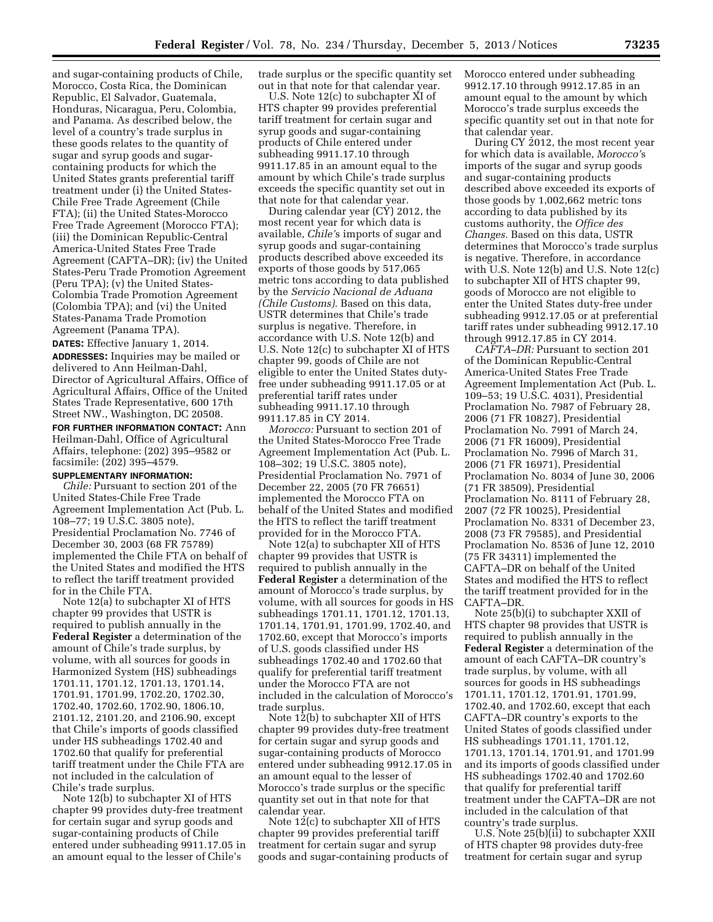and sugar-containing products of Chile, Morocco, Costa Rica, the Dominican Republic, El Salvador, Guatemala, Honduras, Nicaragua, Peru, Colombia, and Panama. As described below, the level of a country's trade surplus in these goods relates to the quantity of sugar and syrup goods and sugar-containing products for which the United States grants preferential tariff treatment under (i) the United States-Chile Free Trade Agreement (Chile FTA); (ii) the United States-Morocco Free Trade Agreement (Morocco FTA); (iii) the Dominican Republic-Central America-United States Free Trade Agreement (CAFTA–DR); (iv) the United States-Peru Trade Promotion Agreement (Peru TPA); (v) the United States-Colombia Trade Promotion Agreement (Colombia TPA); and (vi) the United States-Panama Trade Promotion Agreement (Panama TPA).

**DATES:** Effective January 1, 2014.

**ADDRESSES:** Inquiries may be mailed or delivered to Ann Heilman-Dahl, Director of Agricultural Affairs, Office of Agricultural Affairs, Office of the United States Trade Representative, 600 17th Street NW., Washington, DC 20508.

**FOR FURTHER INFORMATION CONTACT:** Ann Heilman-Dahl, Office of Agricultural Affairs, telephone: (202) 395–9582 or facsimile: (202) 395–4579.

**SUPPLEMENTARY INFORMATION:**

*Chile:* Pursuant to section 201 of the United States-Chile Free Trade Agreement Implementation Act (Pub. L. 108–77; 19 U.S.C. 3805 note), Presidential Proclamation No. 7746 of December 30, 2003 (68 FR 75789) implemented the Chile FTA on behalf of the United States and modified the HTS to reflect the tariff treatment provided for in the Chile FTA.

Note 12(a) to subchapter XI of HTS chapter 99 provides that USTR is required to publish annually in the **Federal Register** a determination of the amount of Chile's trade surplus, by volume, with all sources for goods in Harmonized System (HS) subheadings 1701.11, 1701.12, 1701.13, 1701.14, 1701.91, 1701.99, 1702.20, 1702.30, 1702.40, 1702.60, 1702.90, 1806.10, 2101.12, 2101.20, and 2106.90, except that Chile's imports of goods classified under HS subheadings 1702.40 and 1702.60 that qualify for preferential tariff treatment under the Chile FTA are not included in the calculation of Chile's trade surplus.

Note 12(b) to subchapter XI of HTS chapter 99 provides duty-free treatment for certain sugar and syrup goods and sugar-containing products of Chile entered under subheading 9911.17.05 in an amount equal to the lesser of Chile's trade surplus or the specific quantity set out in that note for that calendar year.

U.S. Note 12(c) to subchapter XI of HTS chapter 99 provides preferential tariff treatment for certain sugar and syrup goods and sugar-containing products of Chile entered under subheading 9911.17.10 through 9911.17.85 in an amount equal to the amount by which Chile's trade surplus exceeds the specific quantity set out in that note for that calendar year.

During calendar year (CY) 2012, the most recent year for which data is available, *Chile's* imports of sugar and syrup goods and sugar-containing products described above exceeded its exports of those goods by 517,065 metric tons according to data published by the *Servicio Nacional de Aduana (Chile Customs)*. Based on this data, USTR determines that Chile's trade surplus is negative. Therefore, in accordance with U.S. Note 12(b) and U.S. Note 12(c) to subchapter XI of HTS chapter 99, goods of Chile are not eligible to enter the United States duty-free under subheading 9911.17.05 or at preferential tariff rates under subheading 9911.17.10 through 9911.17.85 in CY 2014.

*Morocco:* Pursuant to section 201 of the United States-Morocco Free Trade Agreement Implementation Act (Pub. L. 108–302; 19 U.S.C. 3805 note), Presidential Proclamation No. 7971 of December 22, 2005 (70 FR 76651) implemented the Morocco FTA on behalf of the United States and modified the HTS to reflect the tariff treatment provided for in the Morocco FTA.

Note 12(a) to subchapter XII of HTS chapter 99 provides that USTR is required to publish annually in the **Federal Register** a determination of the amount of Morocco's trade surplus, by volume, with all sources for goods in HS subheadings 1701.11, 1701.12, 1701.13, 1701.14, 1701.91, 1701.99, 1702.40, and 1702.60, except that Morocco's imports of U.S. goods classified under HS subheadings 1702.40 and 1702.60 that qualify for preferential tariff treatment under the Morocco FTA are not included in the calculation of Morocco's trade surplus.

Note 12(b) to subchapter XII of HTS chapter 99 provides duty-free treatment for certain sugar and syrup goods and sugar-containing products of Morocco entered under subheading 9912.17.05 in an amount equal to the lesser of Morocco's trade surplus or the specific quantity set out in that note for that calendar year.

Note 12(c) to subchapter XII of HTS chapter 99 provides preferential tariff treatment for certain sugar and syrup goods and sugar-containing products of Morocco entered under subheading 9912.17.10 through 9912.17.85 in an amount equal to the amount by which Morocco's trade surplus exceeds the specific quantity set out in that note for that calendar year.

During CY 2012, the most recent year for which data is available, *Morocco's* imports of the sugar and syrup goods and sugar-containing products described above exceeded its exports of those goods by 1,002,662 metric tons according to data published by its customs authority, the *Office des Changes*. Based on this data, USTR determines that Morocco's trade surplus is negative. Therefore, in accordance with U.S. Note 12(b) and U.S. Note 12(c) to subchapter XII of HTS chapter 99, goods of Morocco are not eligible to enter the United States duty-free under subheading 9912.17.05 or at preferential tariff rates under subheading 9912.17.10 through 9912.17.85 in CY 2014.

*CAFTA–DR:* Pursuant to section 201 of the Dominican Republic-Central America-United States Free Trade Agreement Implementation Act (Pub. L. 109–53; 19 U.S.C. 4031), Presidential Proclamation No. 7987 of February 28, 2006 (71 FR 10827), Presidential Proclamation No. 7991 of March 24, 2006 (71 FR 16009), Presidential Proclamation No. 7996 of March 31, 2006 (71 FR 16971), Presidential Proclamation No. 8034 of June 30, 2006 (71 FR 38509), Presidential Proclamation No. 8111 of February 28, 2007 (72 FR 10025), Presidential Proclamation No. 8331 of December 23, 2008 (73 FR 79585), and Presidential Proclamation No. 8536 of June 12, 2010 (75 FR 34311) implemented the CAFTA–DR on behalf of the United States and modified the HTS to reflect the tariff treatment provided for in the CAFTA–DR.

Note 25(b)(i) to subchapter XXII of HTS chapter 98 provides that USTR is required to publish annually in the **Federal Register** a determination of the amount of each CAFTA–DR country's trade surplus, by volume, with all sources for goods in HS subheadings 1701.11, 1701.12, 1701.91, 1701.99, 1702.40, and 1702.60, except that each CAFTA–DR country's exports to the United States of goods classified under HS subheadings 1701.11, 1701.12, 1701.13, 1701.14, 1701.91, and 1701.99 and its imports of goods classified under HS subheadings 1702.40 and 1702.60 that qualify for preferential tariff treatment under the CAFTA–DR are not included in the calculation of that country's trade surplus.

U.S. Note 25(b)(ii) to subchapter XXII of HTS chapter 98 provides duty-free treatment for certain sugar and syrup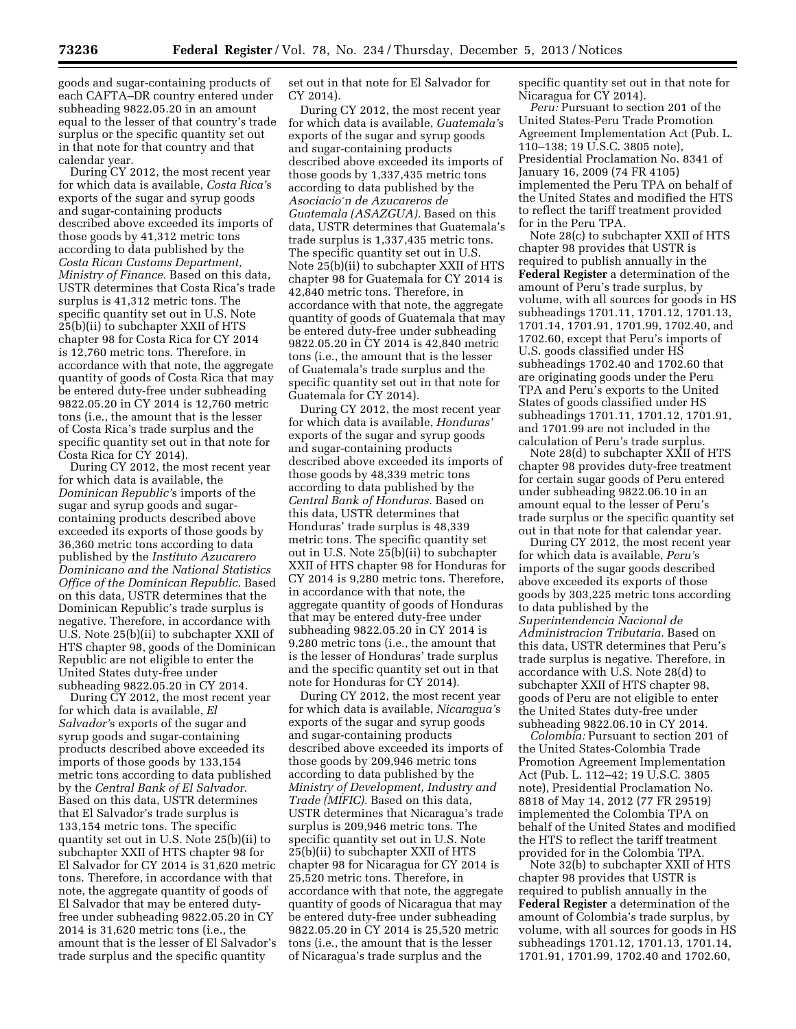goods and sugar-containing products of each CAFTA–DR country entered under subheading 9822.05.20 in an amount equal to the lesser of that country's trade surplus or the specific quantity set out in that note for that country and that calendar year.

During CY 2012, the most recent year for which data is available, *Costa Rica's* exports of the sugar and syrup goods and sugar-containing products described above exceeded its imports of those goods by 41,312 metric tons according to data published by the *Costa Rican Customs Department, Ministry of Finance.* Based on this data, USTR determines that Costa Rica's trade surplus is 41,312 metric tons. The specific quantity set out in U.S. Note 25(b)(ii) to subchapter XXII of HTS chapter 98 for Costa Rica for CY 2014 is 12,760 metric tons. Therefore, in accordance with that note, the aggregate quantity of goods of Costa Rica that may be entered duty-free under subheading 9822.05.20 in CY 2014 is 12,760 metric tons (i.e., the amount that is the lesser of Costa Rica's trade surplus and the specific quantity set out in that note for Costa Rica for CY 2014).

During CY 2012, the most recent year for which data is available, the *Dominican Republic's* imports of the sugar and syrup goods and sugar-containing products described above exceeded its exports of those goods by 36,360 metric tons according to data published by the *Instituto Azucarero Dominicano and the National Statistics Office of the Dominican Republic.* Based on this data, USTR determines that the Dominican Republic's trade surplus is negative. Therefore, in accordance with U.S. Note 25(b)(ii) to subchapter XXII of HTS chapter 98, goods of the Dominican Republic are not eligible to enter the United States duty-free under subheading 9822.05.20 in CY 2014.

During CY 2012, the most recent year for which data is available, *El Salvador's* exports of the sugar and syrup goods and sugar-containing products described above exceeded its imports of those goods by 133,154 metric tons according to data published by the *Central Bank of El Salvador.* Based on this data, USTR determines that El Salvador's trade surplus is 133,154 metric tons. The specific quantity set out in U.S. Note 25(b)(ii) to subchapter XXII of HTS chapter 98 for El Salvador for CY 2014 is 31,620 metric tons. Therefore, in accordance with that note, the aggregate quantity of goods of El Salvador that may be entered duty-free under subheading 9822.05.20 in CY 2014 is 31,620 metric tons (i.e., the amount that is the lesser of El Salvador's trade surplus and the specific quantity set out in that note for El Salvador for CY 2014).

During CY 2012, the most recent year for which data is available, *Guatemala's* exports of the sugar and syrup goods and sugar-containing products described above exceeded its imports of those goods by 1,337,435 metric tons according to data published by the *Asociación de Azucareros de Guatemala (ASAZGUA).* Based on this data, USTR determines that Guatemala's trade surplus is 1,337,435 metric tons. The specific quantity set out in U.S. Note 25(b)(ii) to subchapter XXII of HTS chapter 98 for Guatemala for CY 2014 is 42,840 metric tons. Therefore, in accordance with that note, the aggregate quantity of goods of Guatemala that may be entered duty-free under subheading 9822.05.20 in CY 2014 is 42,840 metric tons (i.e., the amount that is the lesser of Guatemala's trade surplus and the specific quantity set out in that note for Guatemala for CY 2014).

During CY 2012, the most recent year for which data is available, *Honduras'* exports of the sugar and syrup goods and sugar-containing products described above exceeded its imports of those goods by 48,339 metric tons according to data published by the *Central Bank of Honduras.* Based on this data, USTR determines that Honduras' trade surplus is 48,339 metric tons. The specific quantity set out in U.S. Note 25(b)(ii) to subchapter XXII of HTS chapter 98 for Honduras for CY 2014 is 9,280 metric tons. Therefore, in accordance with that note, the aggregate quantity of goods of Honduras that may be entered duty-free under subheading 9822.05.20 in CY 2014 is 9,280 metric tons (i.e., the amount that is the lesser of Honduras' trade surplus and the specific quantity set out in that note for Honduras for CY 2014).

During CY 2012, the most recent year for which data is available, *Nicaragua's* exports of the sugar and syrup goods and sugar-containing products described above exceeded its imports of those goods by 209,946 metric tons according to data published by the *Ministry of Development, Industry and Trade (MIFIC).* Based on this data, USTR determines that Nicaragua's trade surplus is 209,946 metric tons. The specific quantity set out in U.S. Note 25(b)(ii) to subchapter XXII of HTS chapter 98 for Nicaragua for CY 2014 is 25,520 metric tons. Therefore, in accordance with that note, the aggregate quantity of goods of Nicaragua that may be entered duty-free under subheading 9822.05.20 in CY 2014 is 25,520 metric tons (i.e., the amount that is the lesser of Nicaragua's trade surplus and the specific quantity set out in that note for Nicaragua for CY 2014).

*Peru:* Pursuant to section 201 of the United States-Peru Trade Promotion Agreement Implementation Act (Pub. L. 110–138; 19 U.S.C. 3805 note), Presidential Proclamation No. 8341 of January 16, 2009 (74 FR 4105) implemented the Peru TPA on behalf of the United States and modified the HTS to reflect the tariff treatment provided for in the Peru TPA.

Note 28(c) to subchapter XXII of HTS chapter 98 provides that USTR is required to publish annually in the **Federal Register** a determination of the amount of Peru's trade surplus, by volume, with all sources for goods in HS subheadings 1701.11, 1701.12, 1701.13, 1701.14, 1701.91, 1701.99, 1702.40, and 1702.60, except that Peru's imports of U.S. goods classified under HS subheadings 1702.40 and 1702.60 that are originating goods under the Peru TPA and Peru's exports to the United States of goods classified under HS subheadings 1701.11, 1701.12, 1701.91, and 1701.99 are not included in the calculation of Peru's trade surplus.

Note 28(d) to subchapter XXII of HTS chapter 98 provides duty-free treatment for certain sugar goods of Peru entered under subheading 9822.06.10 in an amount equal to the lesser of Peru's trade surplus or the specific quantity set out in that note for that calendar year.

During CY 2012, the most recent year for which data is available, *Peru's* imports of the sugar goods described above exceeded its exports of those goods by 303,225 metric tons according to data published by the *Superintendencia Nacional de Administracion Tributaria.* Based on this data, USTR determines that Peru's trade surplus is negative. Therefore, in accordance with U.S. Note 28(d) to subchapter XXII of HTS chapter 98, goods of Peru are not eligible to enter the United States duty-free under subheading 9822.06.10 in CY 2014.

*Colombia:* Pursuant to section 201 of the United States-Colombia Trade Promotion Agreement Implementation Act (Pub. L. 112–42; 19 U.S.C. 3805 note), Presidential Proclamation No. 8818 of May 14, 2012 (77 FR 29519) implemented the Colombia TPA on behalf of the United States and modified the HTS to reflect the tariff treatment provided for in the Colombia TPA.

Note 32(b) to subchapter XXII of HTS chapter 98 provides that USTR is required to publish annually in the **Federal Register** a determination of the amount of Colombia's trade surplus, by volume, with all sources for goods in HS subheadings 1701.12, 1701.13, 1701.14, 1701.91, 1701.99, 1702.40 and 1702.60,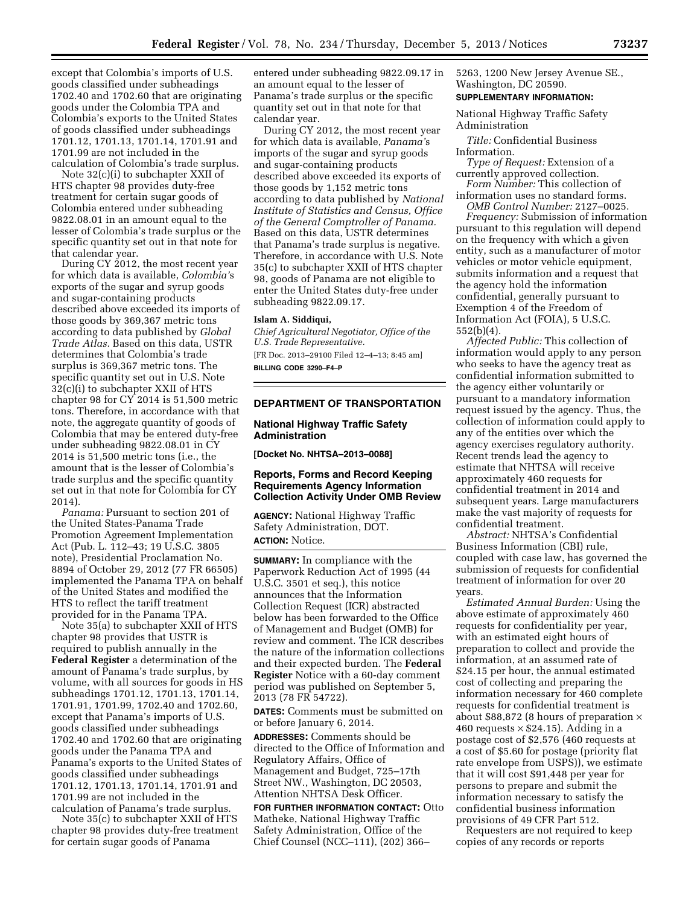except that Colombia's imports of U.S. goods classified under subheadings 1702.40 and 1702.60 that are originating goods under the Colombia TPA and Colombia's exports to the United States of goods classified under subheadings 1701.12, 1701.13, 1701.14, 1701.91 and 1701.99 are not included in the calculation of Colombia's trade surplus.

Note 32(c)(i) to subchapter XXII of HTS chapter 98 provides duty-free treatment for certain sugar goods of Colombia entered under subheading 9822.08.01 in an amount equal to the lesser of Colombia's trade surplus or the specific quantity set out in that note for that calendar year.

During CY 2012, the most recent year for which data is available, *Colombia's* exports of the sugar and syrup goods and sugar-containing products described above exceeded its imports of those goods by 369,367 metric tons according to data published by *Global Trade Atlas.* Based on this data, USTR determines that Colombia's trade surplus is 369,367 metric tons. The specific quantity set out in U.S. Note 32(c)(i) to subchapter XXII of HTS chapter 98 for CY 2014 is 51,500 metric tons. Therefore, in accordance with that note, the aggregate quantity of goods of Colombia that may be entered duty-free under subheading 9822.08.01 in CY 2014 is 51,500 metric tons (i.e., the amount that is the lesser of Colombia's trade surplus and the specific quantity set out in that note for Colombia for CY 2014).

*Panama:* Pursuant to section 201 of the United States-Panama Trade Promotion Agreement Implementation Act (Pub. L. 112–43; 19 U.S.C. 3805 note), Presidential Proclamation No. 8894 of October 29, 2012 (77 FR 66505) implemented the Panama TPA on behalf of the United States and modified the HTS to reflect the tariff treatment provided for in the Panama TPA.

Note 35(a) to subchapter XXII of HTS chapter 98 provides that USTR is required to publish annually in the **Federal Register** a determination of the amount of Panama's trade surplus, by volume, with all sources for goods in HS subheadings 1701.12, 1701.13, 1701.14, 1701.91, 1701.99, 1702.40 and 1702.60, except that Panama's imports of U.S. goods classified under subheadings 1702.40 and 1702.60 that are originating goods under the Panama TPA and Panama's exports to the United States of goods classified under subheadings 1701.12, 1701.13, 1701.14, 1701.91 and 1701.99 are not included in the calculation of Panama's trade surplus.

Note 35(c) to subchapter XXII of HTS chapter 98 provides duty-free treatment for certain sugar goods of Panama entered under subheading 9822.09.17 in an amount equal to the lesser of Panama's trade surplus or the specific quantity set out in that note for that calendar year.

During CY 2012, the most recent year for which data is available, *Panama's* imports of the sugar and syrup goods and sugar-containing products described above exceeded its exports of those goods by 1,152 metric tons according to data published by *National Institute of Statistics and Census, Office of the General Comptroller of Panama.* Based on this data, USTR determines that Panama's trade surplus is negative. Therefore, in accordance with U.S. Note 35(c) to subchapter XXII of HTS chapter 98, goods of Panama are not eligible to enter the United States duty-free under subheading 9822.09.17.

**Islam A. Siddiqui,**

*Chief Agricultural Negotiator, Office of the U.S. Trade Representative.*

[FR Doc. 2013–29100 Filed 12–4–13; 8:45 am]

**BILLING CODE 3290–F4–P**

## DEPARTMENT OF TRANSPORTATION

### National Highway Traffic Safety Administration

**[Docket No. NHTSA–2013–0088]**

### Reports, Forms and Record Keeping Requirements Agency Information Collection Activity Under OMB Review

**AGENCY:** National Highway Traffic Safety Administration, DOT.

**ACTION:** Notice.

**SUMMARY:** In compliance with the Paperwork Reduction Act of 1995 (44 U.S.C. 3501 et seq.), this notice announces that the Information Collection Request (ICR) abstracted below has been forwarded to the Office of Management and Budget (OMB) for review and comment. The ICR describes the nature of the information collections and their expected burden. The **Federal Register** Notice with a 60-day comment period was published on September 5, 2013 (78 FR 54722).

**DATES:** Comments must be submitted on or before January 6, 2014.

**ADDRESSES:** Comments should be directed to the Office of Information and Regulatory Affairs, Office of Management and Budget, 725–17th Street NW., Washington, DC 20503, Attention NHTSA Desk Officer.

**FOR FURTHER INFORMATION CONTACT:** Otto Matheke, National Highway Traffic Safety Administration, Office of the Chief Counsel (NCC–111), (202) 366–5263, 1200 New Jersey Avenue SE., Washington, DC 20590.

**SUPPLEMENTARY INFORMATION:**

National Highway Traffic Safety Administration

*Title:* Confidential Business Information.

*Type of Request:* Extension of a currently approved collection.

*Form Number:* This collection of information uses no standard forms.

*OMB Control Number:* 2127–0025.

*Frequency:* Submission of information pursuant to this regulation will depend on the frequency with which a given entity, such as a manufacturer of motor vehicles or motor vehicle equipment, submits information and a request that the agency hold the information confidential, generally pursuant to Exemption 4 of the Freedom of Information Act (FOIA), 5 U.S.C. 552(b)(4).

*Affected Public:* This collection of information would apply to any person who seeks to have the agency treat as confidential information submitted to the agency either voluntarily or pursuant to a mandatory information request issued by the agency. Thus, the collection of information could apply to any of the entities over which the agency exercises regulatory authority. Recent trends lead the agency to estimate that NHTSA will receive approximately 460 requests for confidential treatment in 2014 and subsequent years. Large manufacturers make the vast majority of requests for confidential treatment.

*Abstract:* NHTSA's Confidential Business Information (CBI) rule, coupled with case law, has governed the submission of requests for confidential treatment of information for over 20 years.

*Estimated Annual Burden:* Using the above estimate of approximately 460 requests for confidentiality per year, with an estimated eight hours of preparation to collect and provide the information, at an assumed rate of $24.15 per hour, the annual estimated cost of collecting and preparing the information necessary for 460 complete requests for confidential treatment is about $88,872 (8 hours of preparation × 460 requests × $24.15). Adding in a postage cost of $2,576 (460 requests at a cost of $5.60 for postage (priority flat rate envelope from USPS)), we estimate that it will cost $91,448 per year for persons to prepare and submit the information necessary to satisfy the confidential business information provisions of 49 CFR Part 512.

Requesters are not required to keep copies of any records or reports